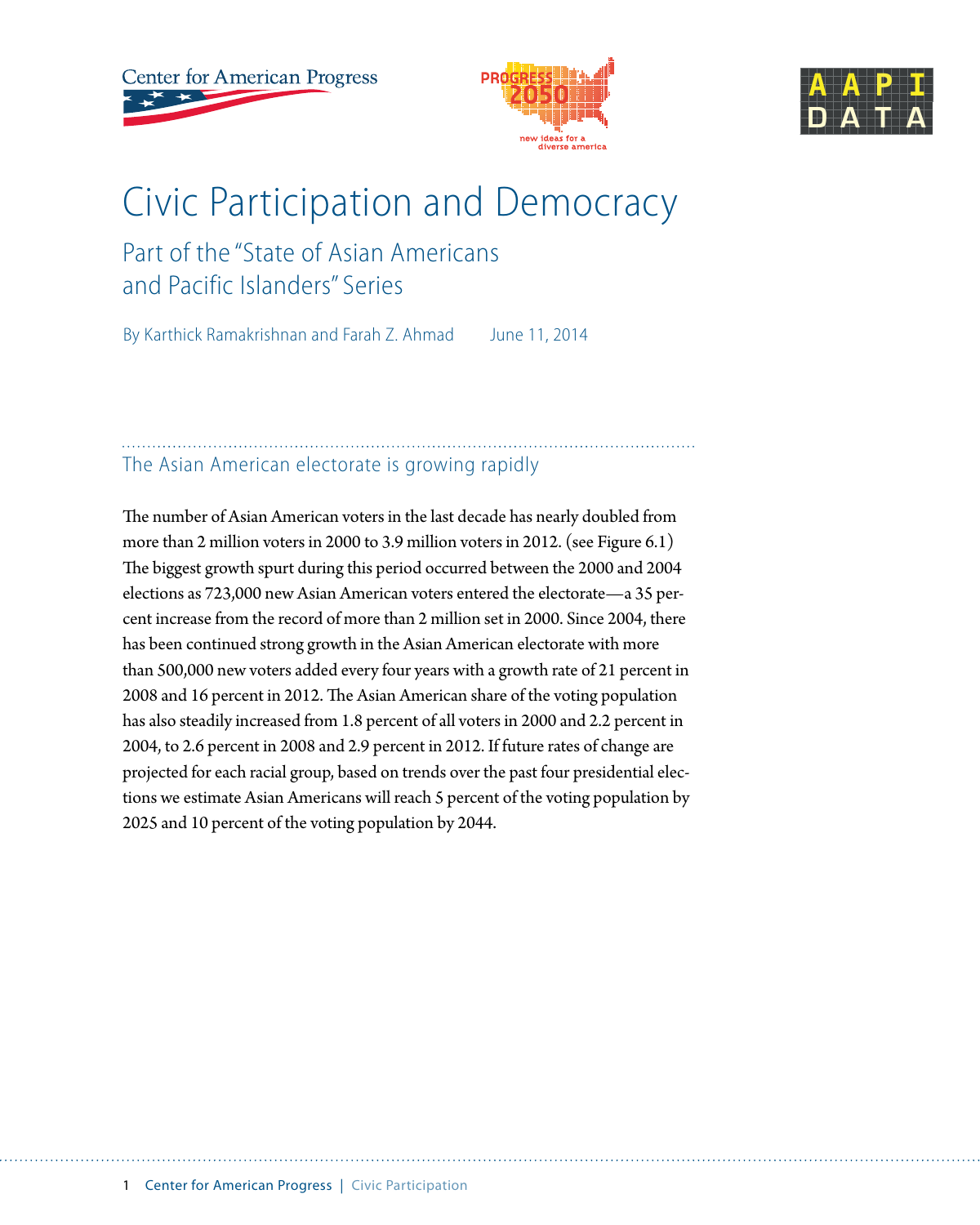# Civic Participation and Democracy

## Part of the "State of Asian Americans and Pacific Islanders" Series

By Karthick Ramakrishnan and Farah Z. Ahmad     June 11, 2014

## The Asian American electorate is growing rapidly

The number of Asian American voters in the last decade has nearly doubled from more than 2 million voters in 2000 to 3.9 million voters in 2012. (see Figure 6.1) The biggest growth spurt during this period occurred between the 2000 and 2004 elections as 723,000 new Asian American voters entered the electorate—a 35 percent increase from the record of more than 2 million set in 2000. Since 2004, there has been continued strong growth in the Asian American electorate with more than 500,000 new voters added every four years with a growth rate of 21 percent in 2008 and 16 percent in 2012. The Asian American share of the voting population has also steadily increased from 1.8 percent of all voters in 2000 and 2.2 percent in 2004, to 2.6 percent in 2008 and 2.9 percent in 2012. If future rates of change are projected for each racial group, based on trends over the past four presidential elections we estimate Asian Americans will reach 5 percent of the voting population by 2025 and 10 percent of the voting population by 2044.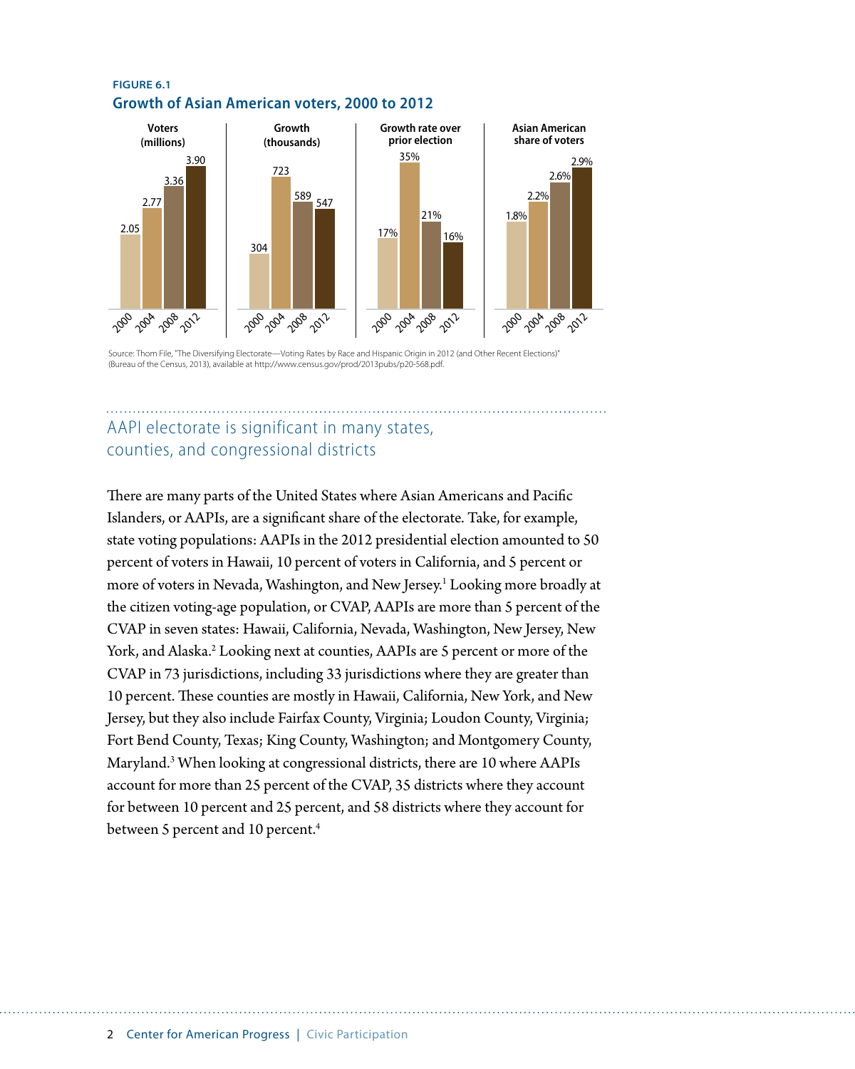**FIGURE 6.1**

**Growth of Asian American voters, 2000 to 2012**

| | Voters (millions) | Growth (thousands) | Growth rate over prior election | Asian American share of voters |
|---|---|---|---|---|
| 2000 | 2.05 | 304 | 17% | 1.8% |
| 2004 | 2.77 | 723 | 35% | 2.2% |
| 2008 | 3.36 | 589 | 21% | 2.6% |
| 2012 | 3.90 | 547 | 16% | 2.9% |

Source: Thom File, "The Diversifying Electorate—Voting Rates by Race and Hispanic Origin in 2012 (and Other Recent Elections)" (Bureau of the Census, 2013), available at http://www.census.gov/prod/2013pubs/p20-568.pdf.

## AAPI electorate is significant in many states, counties, and congressional districts

There are many parts of the United States where Asian Americans and Pacific Islanders, or AAPIs, are a significant share of the electorate. Take, for example, state voting populations: AAPIs in the 2012 presidential election amounted to 50 percent of voters in Hawaii, 10 percent of voters in California, and 5 percent or more of voters in Nevada, Washington, and New Jersey.[1] Looking more broadly at the citizen voting-age population, or CVAP, AAPIs are more than 5 percent of the CVAP in seven states: Hawaii, California, Nevada, Washington, New Jersey, New York, and Alaska.[2] Looking next at counties, AAPIs are 5 percent or more of the CVAP in 73 jurisdictions, including 33 jurisdictions where they are greater than 10 percent. These counties are mostly in Hawaii, California, New York, and New Jersey, but they also include Fairfax County, Virginia; Loudon County, Virginia; Fort Bend County, Texas; King County, Washington; and Montgomery County, Maryland.[3] When looking at congressional districts, there are 10 where AAPIs account for more than 25 percent of the CVAP, 35 districts where they account for between 10 percent and 25 percent, and 58 districts where they account for between 5 percent and 10 percent.[4]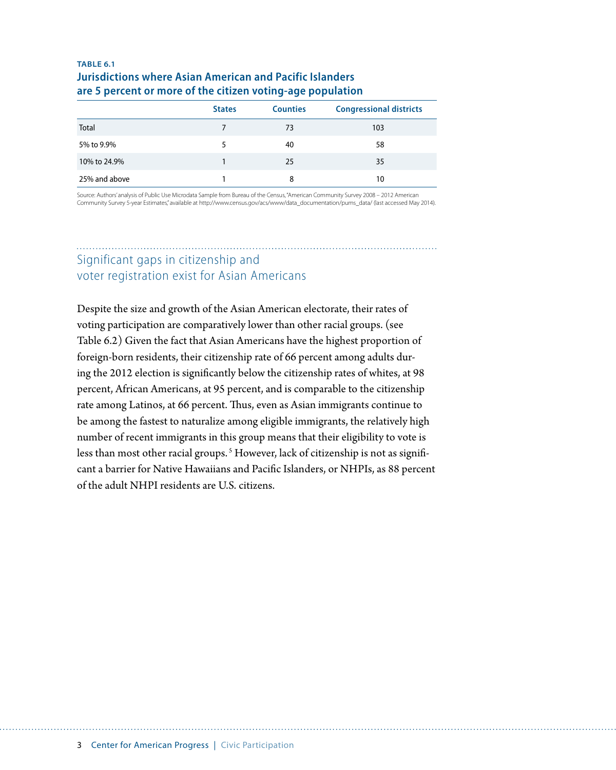**TABLE 6.1**

**Jurisdictions where Asian American and Pacific Islanders are 5 percent or more of the citizen voting-age population**

| | States | Counties | Congressional districts |
|---|---|---|---|
| Total | 7 | 73 | 103 |
| 5% to 9.9% | 5 | 40 | 58 |
| 10% to 24.9% | 1 | 25 | 35 |
| 25% and above | 1 | 8 | 10 |

Source: Authors' analysis of Public Use Microdata Sample from Bureau of the Census, "American Community Survey 2008 – 2012 American Community Survey 5-year Estimates," available at http://www.census.gov/acs/www/data_documentation/pums_data/ (last accessed May 2014).

## Significant gaps in citizenship and voter registration exist for Asian Americans

Despite the size and growth of the Asian American electorate, their rates of voting participation are comparatively lower than other racial groups. (see Table 6.2) Given the fact that Asian Americans have the highest proportion of foreign-born residents, their citizenship rate of 66 percent among adults during the 2012 election is significantly below the citizenship rates of whites, at 98 percent, African Americans, at 95 percent, and is comparable to the citizenship rate among Latinos, at 66 percent. Thus, even as Asian immigrants continue to be among the fastest to naturalize among eligible immigrants, the relatively high number of recent immigrants in this group means that their eligibility to vote is less than most other racial groups.[5] However, lack of citizenship is not as significant a barrier for Native Hawaiians and Pacific Islanders, or NHPIs, as 88 percent of the adult NHPI residents are U.S. citizens.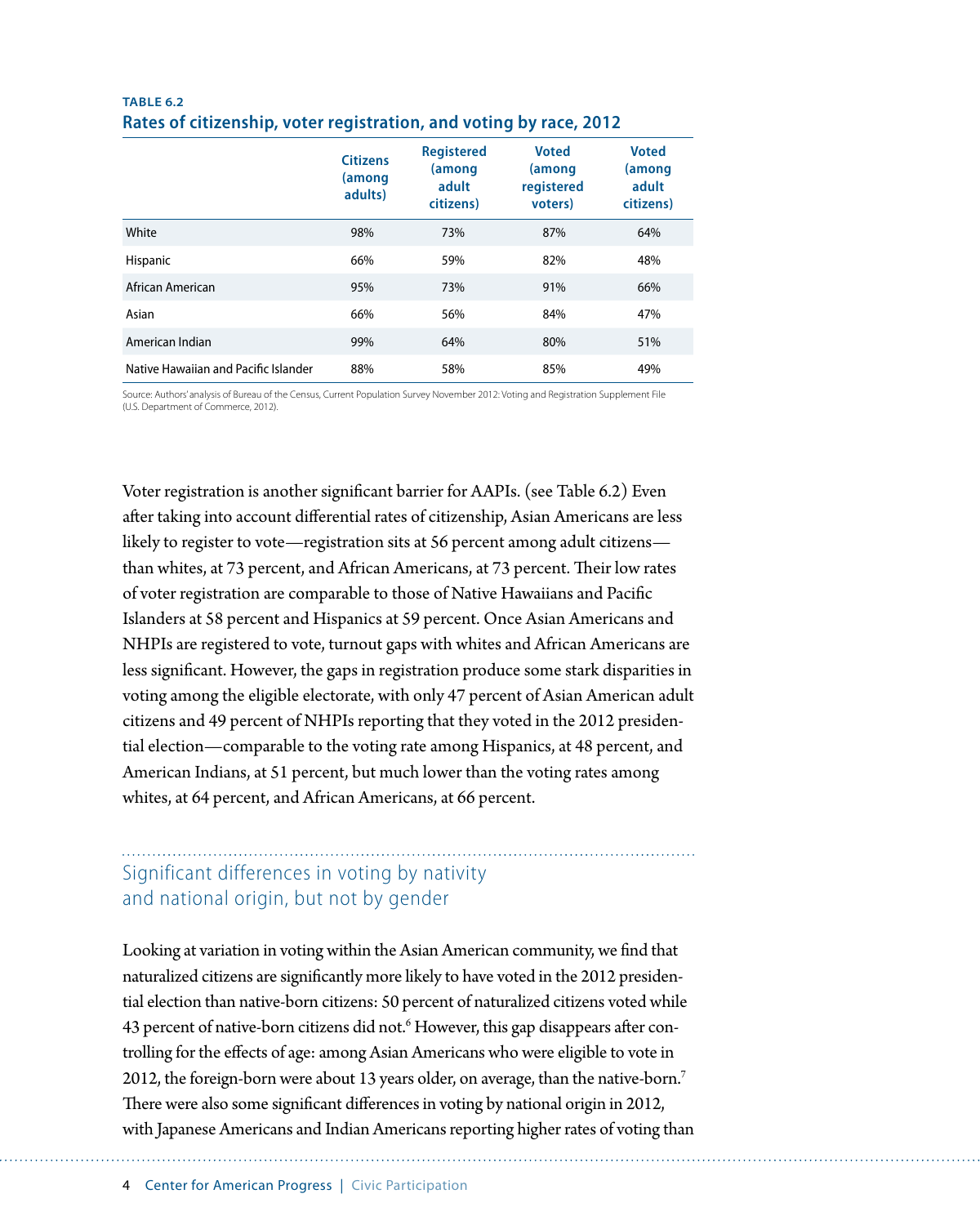**TABLE 6.2**
**Rates of citizenship, voter registration, and voting by race, 2012**

| | Citizens (among adults) | Registered (among adult citizens) | Voted (among registered voters) | Voted (among adult citizens) |
|---|---|---|---|---|
| White | 98% | 73% | 87% | 64% |
| Hispanic | 66% | 59% | 82% | 48% |
| African American | 95% | 73% | 91% | 66% |
| Asian | 66% | 56% | 84% | 47% |
| American Indian | 99% | 64% | 80% | 51% |
| Native Hawaiian and Pacific Islander | 88% | 58% | 85% | 49% |

Source: Authors' analysis of Bureau of the Census, Current Population Survey November 2012: Voting and Registration Supplement File (U.S. Department of Commerce, 2012).

Voter registration is another significant barrier for AAPIs. (see Table 6.2) Even after taking into account differential rates of citizenship, Asian Americans are less likely to register to vote—registration sits at 56 percent among adult citizens—than whites, at 73 percent, and African Americans, at 73 percent. Their low rates of voter registration are comparable to those of Native Hawaiians and Pacific Islanders at 58 percent and Hispanics at 59 percent. Once Asian Americans and NHPIs are registered to vote, turnout gaps with whites and African Americans are less significant. However, the gaps in registration produce some stark disparities in voting among the eligible electorate, with only 47 percent of Asian American adult citizens and 49 percent of NHPIs reporting that they voted in the 2012 presidential election—comparable to the voting rate among Hispanics, at 48 percent, and American Indians, at 51 percent, but much lower than the voting rates among whites, at 64 percent, and African Americans, at 66 percent.

## Significant differences in voting by nativity and national origin, but not by gender

Looking at variation in voting within the Asian American community, we find that naturalized citizens are significantly more likely to have voted in the 2012 presidential election than native-born citizens: 50 percent of naturalized citizens voted while 43 percent of native-born citizens did not.[6] However, this gap disappears after controlling for the effects of age: among Asian Americans who were eligible to vote in 2012, the foreign-born were about 13 years older, on average, than the native-born.[7] There were also some significant differences in voting by national origin in 2012, with Japanese Americans and Indian Americans reporting higher rates of voting than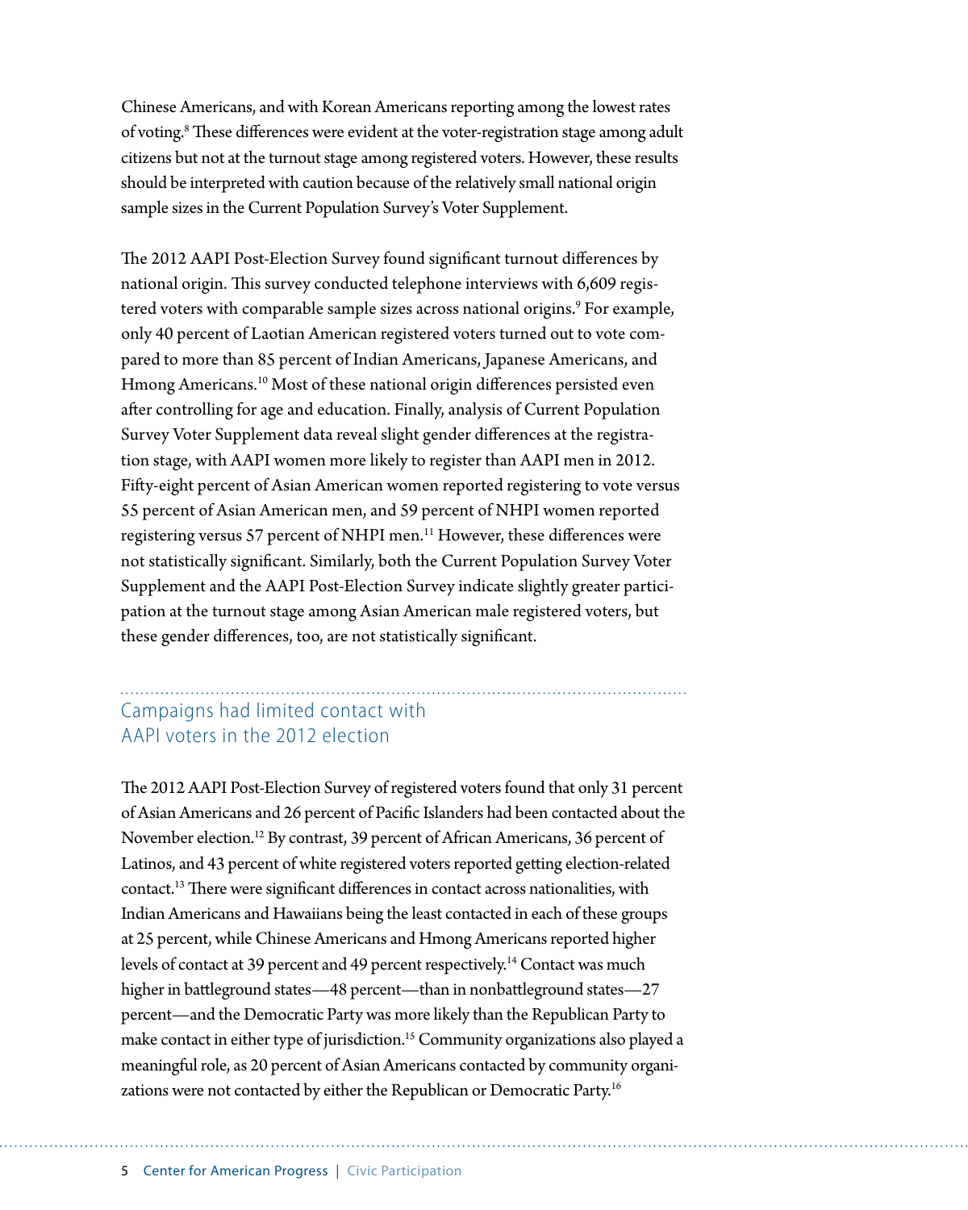Chinese Americans, and with Korean Americans reporting among the lowest rates of voting.[8] These differences were evident at the voter-registration stage among adult citizens but not at the turnout stage among registered voters. However, these results should be interpreted with caution because of the relatively small national origin sample sizes in the Current Population Survey's Voter Supplement.

The 2012 AAPI Post-Election Survey found significant turnout differences by national origin. This survey conducted telephone interviews with 6,609 registered voters with comparable sample sizes across national origins.[9] For example, only 40 percent of Laotian American registered voters turned out to vote compared to more than 85 percent of Indian Americans, Japanese Americans, and Hmong Americans.[10] Most of these national origin differences persisted even after controlling for age and education. Finally, analysis of Current Population Survey Voter Supplement data reveal slight gender differences at the registration stage, with AAPI women more likely to register than AAPI men in 2012. Fifty-eight percent of Asian American women reported registering to vote versus 55 percent of Asian American men, and 59 percent of NHPI women reported registering versus 57 percent of NHPI men.[11] However, these differences were not statistically significant. Similarly, both the Current Population Survey Voter Supplement and the AAPI Post-Election Survey indicate slightly greater participation at the turnout stage among Asian American male registered voters, but these gender differences, too, are not statistically significant.

## Campaigns had limited contact with AAPI voters in the 2012 election

The 2012 AAPI Post-Election Survey of registered voters found that only 31 percent of Asian Americans and 26 percent of Pacific Islanders had been contacted about the November election.[12] By contrast, 39 percent of African Americans, 36 percent of Latinos, and 43 percent of white registered voters reported getting election-related contact.[13] There were significant differences in contact across nationalities, with Indian Americans and Hawaiians being the least contacted in each of these groups at 25 percent, while Chinese Americans and Hmong Americans reported higher levels of contact at 39 percent and 49 percent respectively.[14] Contact was much higher in battleground states—48 percent—than in nonbattleground states—27 percent—and the Democratic Party was more likely than the Republican Party to make contact in either type of jurisdiction.[15] Community organizations also played a meaningful role, as 20 percent of Asian Americans contacted by community organizations were not contacted by either the Republican or Democratic Party.[16]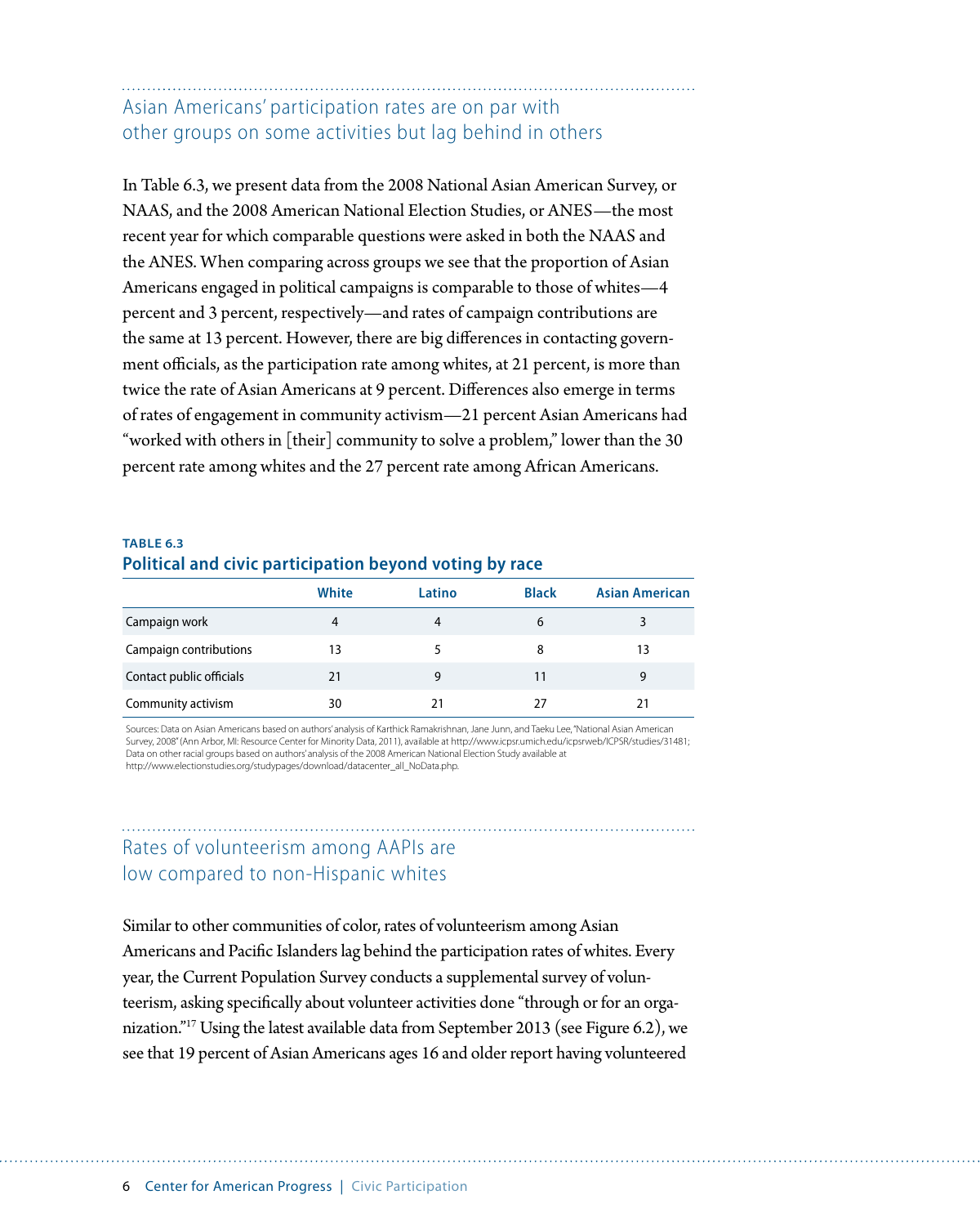## Asian Americans' participation rates are on par with other groups on some activities but lag behind in others

In Table 6.3, we present data from the 2008 National Asian American Survey, or NAAS, and the 2008 American National Election Studies, or ANES—the most recent year for which comparable questions were asked in both the NAAS and the ANES. When comparing across groups we see that the proportion of Asian Americans engaged in political campaigns is comparable to those of whites—4 percent and 3 percent, respectively—and rates of campaign contributions are the same at 13 percent. However, there are big differences in contacting government officials, as the participation rate among whites, at 21 percent, is more than twice the rate of Asian Americans at 9 percent. Differences also emerge in terms of rates of engagement in community activism—21 percent Asian Americans had "worked with others in [their] community to solve a problem," lower than the 30 percent rate among whites and the 27 percent rate among African Americans.

**TABLE 6.3**
**Political and civic participation beyond voting by race**

| | White | Latino | Black | Asian American |
|---|---|---|---|---|
| Campaign work | 4 | 4 | 6 | 3 |
| Campaign contributions | 13 | 5 | 8 | 13 |
| Contact public officials | 21 | 9 | 11 | 9 |
| Community activism | 30 | 21 | 27 | 21 |

Sources: Data on Asian Americans based on authors' analysis of Karthick Ramakrishnan, Jane Junn, and Taeku Lee, "National Asian American Survey, 2008" (Ann Arbor, MI: Resource Center for Minority Data, 2011), available at http://www.icpsr.umich.edu/icpsrweb/ICPSR/studies/31481; Data on other racial groups based on authors' analysis of the 2008 American National Election Study available at http://www.electionstudies.org/studypages/download/datacenter_all_NoData.php.

## Rates of volunteerism among AAPIs are low compared to non-Hispanic whites

Similar to other communities of color, rates of volunteerism among Asian Americans and Pacific Islanders lag behind the participation rates of whites. Every year, the Current Population Survey conducts a supplemental survey of volunteerism, asking specifically about volunteer activities done "through or for an organization."[17] Using the latest available data from September 2013 (see Figure 6.2), we see that 19 percent of Asian Americans ages 16 and older report having volunteered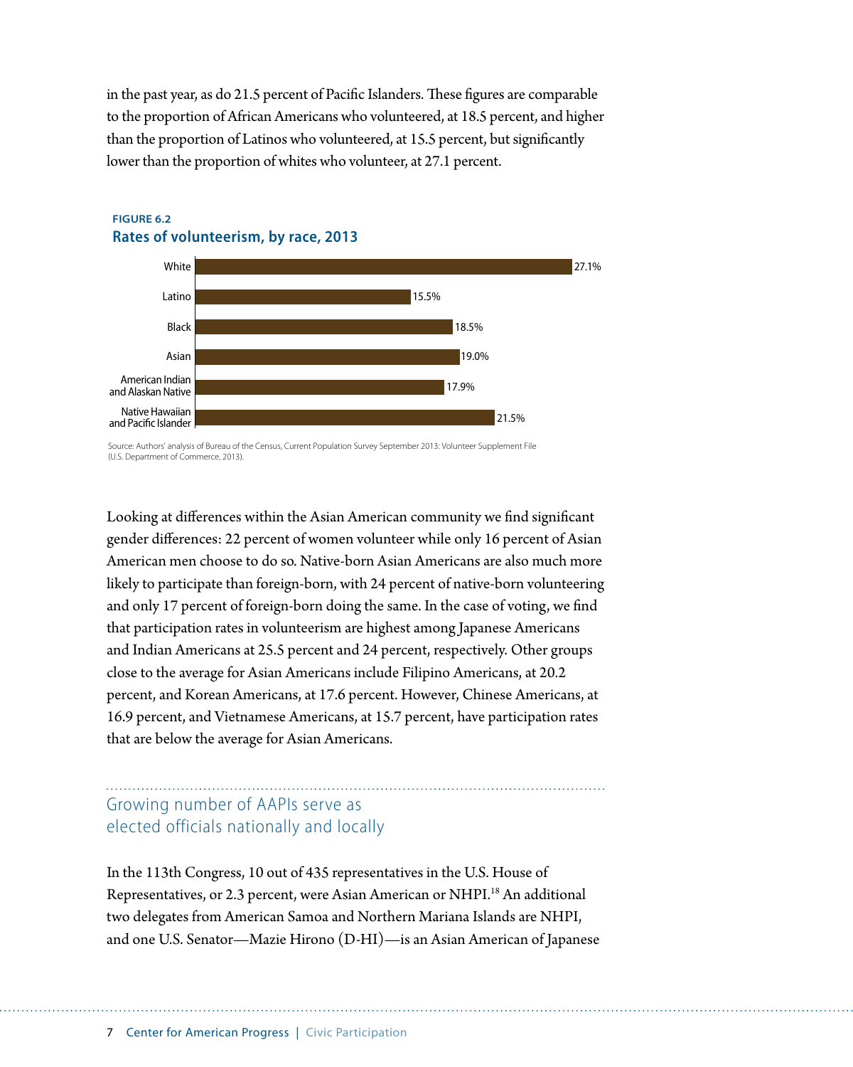in the past year, as do 21.5 percent of Pacific Islanders. These figures are comparable to the proportion of African Americans who volunteered, at 18.5 percent, and higher than the proportion of Latinos who volunteered, at 15.5 percent, but significantly lower than the proportion of whites who volunteer, at 27.1 percent.

**FIGURE 6.2**
**Rates of volunteerism, by race, 2013**

| Race | Rate |
|---|---|
| White | 27.1% |
| Latino | 15.5% |
| Black | 18.5% |
| Asian | 19.0% |
| American Indian and Alaskan Native | 17.9% |
| Native Hawaiian and Pacific Islander | 21.5% |

Source: Authors' analysis of Bureau of the Census, Current Population Survey September 2013: Volunteer Supplement File (U.S. Department of Commerce, 2013).

Looking at differences within the Asian American community we find significant gender differences: 22 percent of women volunteer while only 16 percent of Asian American men choose to do so. Native-born Asian Americans are also much more likely to participate than foreign-born, with 24 percent of native-born volunteering and only 17 percent of foreign-born doing the same. In the case of voting, we find that participation rates in volunteerism are highest among Japanese Americans and Indian Americans at 25.5 percent and 24 percent, respectively. Other groups close to the average for Asian Americans include Filipino Americans, at 20.2 percent, and Korean Americans, at 17.6 percent. However, Chinese Americans, at 16.9 percent, and Vietnamese Americans, at 15.7 percent, have participation rates that are below the average for Asian Americans.

## Growing number of AAPIs serve as elected officials nationally and locally

In the 113th Congress, 10 out of 435 representatives in the U.S. House of Representatives, or 2.3 percent, were Asian American or NHPI.[18] An additional two delegates from American Samoa and Northern Mariana Islands are NHPI, and one U.S. Senator—Mazie Hirono (D-HI)—is an Asian American of Japanese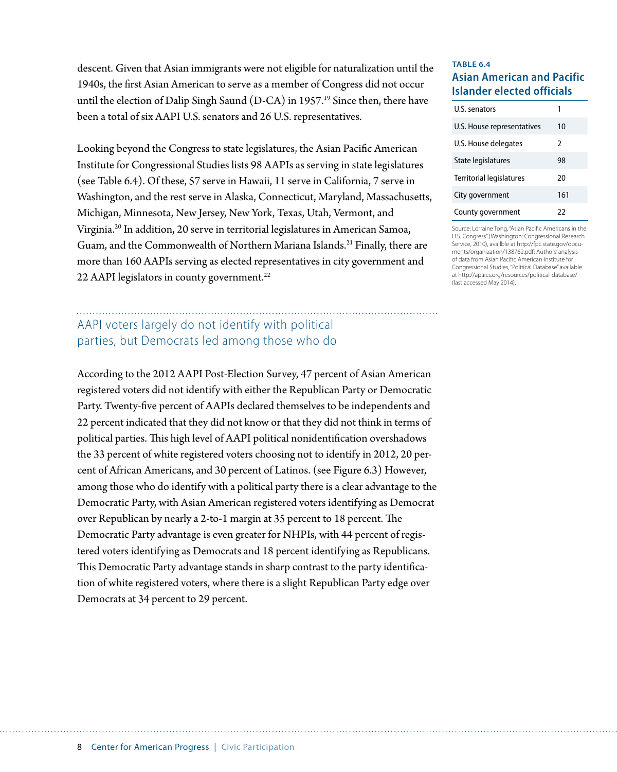descent. Given that Asian immigrants were not eligible for naturalization until the 1940s, the first Asian American to serve as a member of Congress did not occur until the election of Dalip Singh Saund (D-CA) in 1957.[19] Since then, there have been a total of six AAPI U.S. senators and 26 U.S. representatives.

Looking beyond the Congress to state legislatures, the Asian Pacific American Institute for Congressional Studies lists 98 AAPIs as serving in state legislatures (see Table 6.4). Of these, 57 serve in Hawaii, 11 serve in California, 7 serve in Washington, and the rest serve in Alaska, Connecticut, Maryland, Massachusetts, Michigan, Minnesota, New Jersey, New York, Texas, Utah, Vermont, and Virginia.[20] In addition, 20 serve in territorial legislatures in American Samoa, Guam, and the Commonwealth of Northern Mariana Islands.[21] Finally, there are more than 160 AAPIs serving as elected representatives in city government and 22 AAPI legislators in county government.[22]

**TABLE 6.4**

**Asian American and Pacific Islander elected officials**

| | |
|---|---|
| U.S. senators | 1 |
| U.S. House representatives | 10 |
| U.S. House delegates | 2 |
| State legislatures | 98 |
| Territorial legislatures | 20 |
| City government | 161 |
| County government | 22 |

Source: Lorraine Tong, "Asian Pacific Americans in the U.S. Congress" (Washington: Congressional Research Service, 2010), availble at http://fpc.state.gov/documents/organization/138762.pdf; Authors' analysis of data from Asian Pacific American Institute for Congressional Studies, "Political Database" available at http://apaics.org/resources/political-database/ (last accessed May 2014).

## AAPI voters largely do not identify with political parties, but Democrats led among those who do

According to the 2012 AAPI Post-Election Survey, 47 percent of Asian American registered voters did not identify with either the Republican Party or Democratic Party. Twenty-five percent of AAPIs declared themselves to be independents and 22 percent indicated that they did not know or that they did not think in terms of political parties. This high level of AAPI political nonidentification overshadows the 33 percent of white registered voters choosing not to identify in 2012, 20 percent of African Americans, and 30 percent of Latinos. (see Figure 6.3) However, among those who do identify with a political party there is a clear advantage to the Democratic Party, with Asian American registered voters identifying as Democrat over Republican by nearly a 2-to-1 margin at 35 percent to 18 percent. The Democratic Party advantage is even greater for NHPIs, with 44 percent of registered voters identifying as Democrats and 18 percent identifying as Republicans. This Democratic Party advantage stands in sharp contrast to the party identification of white registered voters, where there is a slight Republican Party edge over Democrats at 34 percent to 29 percent.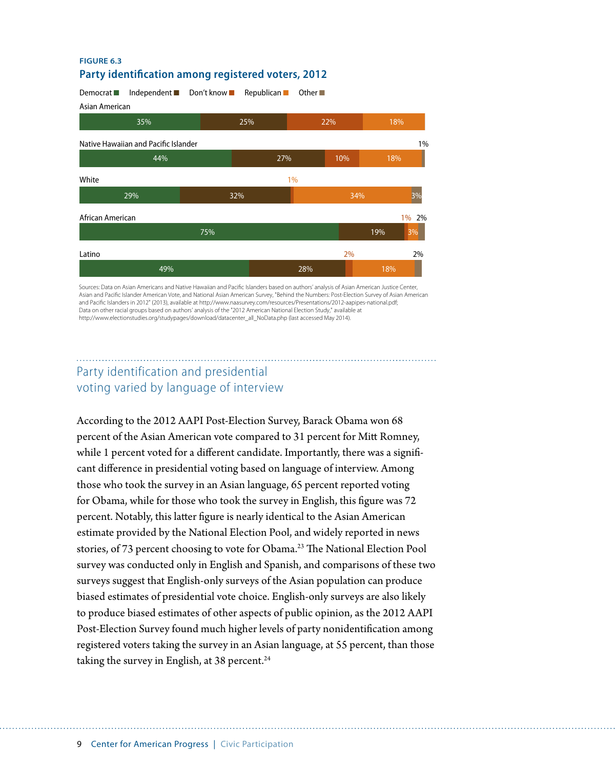**FIGURE 6.3**

## Party identification among registered voters, 2012

| | Democrat | Independent | Don't know | Republican | Other |
|---|---|---|---|---|---|
| Asian American | 35% | 25% | 22% | 18% | |
| Native Hawaiian and Pacific Islander | 44% | 27% | 10% | 18% | 1% |
| White | 29% | 32% | 1% | 34% | 3% |
| African American | 75% | 19% | 1% | 3% | 2% |
| Latino | 49% | 28% | 2% | 18% | 2% |

Sources: Data on Asian Americans and Native Hawaiian and Pacific Islanders based on authors' analysis of Asian American Justice Center, Asian and Pacific Islander American Vote, and National Asian American Survey, "Behind the Numbers: Post-Election Survey of Asian American and Pacific Islanders in 2012" (2013), available at http://www.naasurvey.com/resources/Presentations/2012-aapipes-national.pdf; Data on other racial groups based on authors' analysis of the "2012 American National Election Study," available at http://www.electionstudies.org/studypages/download/datacenter_all_NoData.php (last accessed May 2014).

## Party identification and presidential voting varied by language of interview

According to the 2012 AAPI Post-Election Survey, Barack Obama won 68 percent of the Asian American vote compared to 31 percent for Mitt Romney, while 1 percent voted for a different candidate. Importantly, there was a significant difference in presidential voting based on language of interview. Among those who took the survey in an Asian language, 65 percent reported voting for Obama, while for those who took the survey in English, this figure was 72 percent. Notably, this latter figure is nearly identical to the Asian American estimate provided by the National Election Pool, and widely reported in news stories, of 73 percent choosing to vote for Obama.[23] The National Election Pool survey was conducted only in English and Spanish, and comparisons of these two surveys suggest that English-only surveys of the Asian population can produce biased estimates of presidential vote choice. English-only surveys are also likely to produce biased estimates of other aspects of public opinion, as the 2012 AAPI Post-Election Survey found much higher levels of party nonidentification among registered voters taking the survey in an Asian language, at 55 percent, than those taking the survey in English, at 38 percent.[24]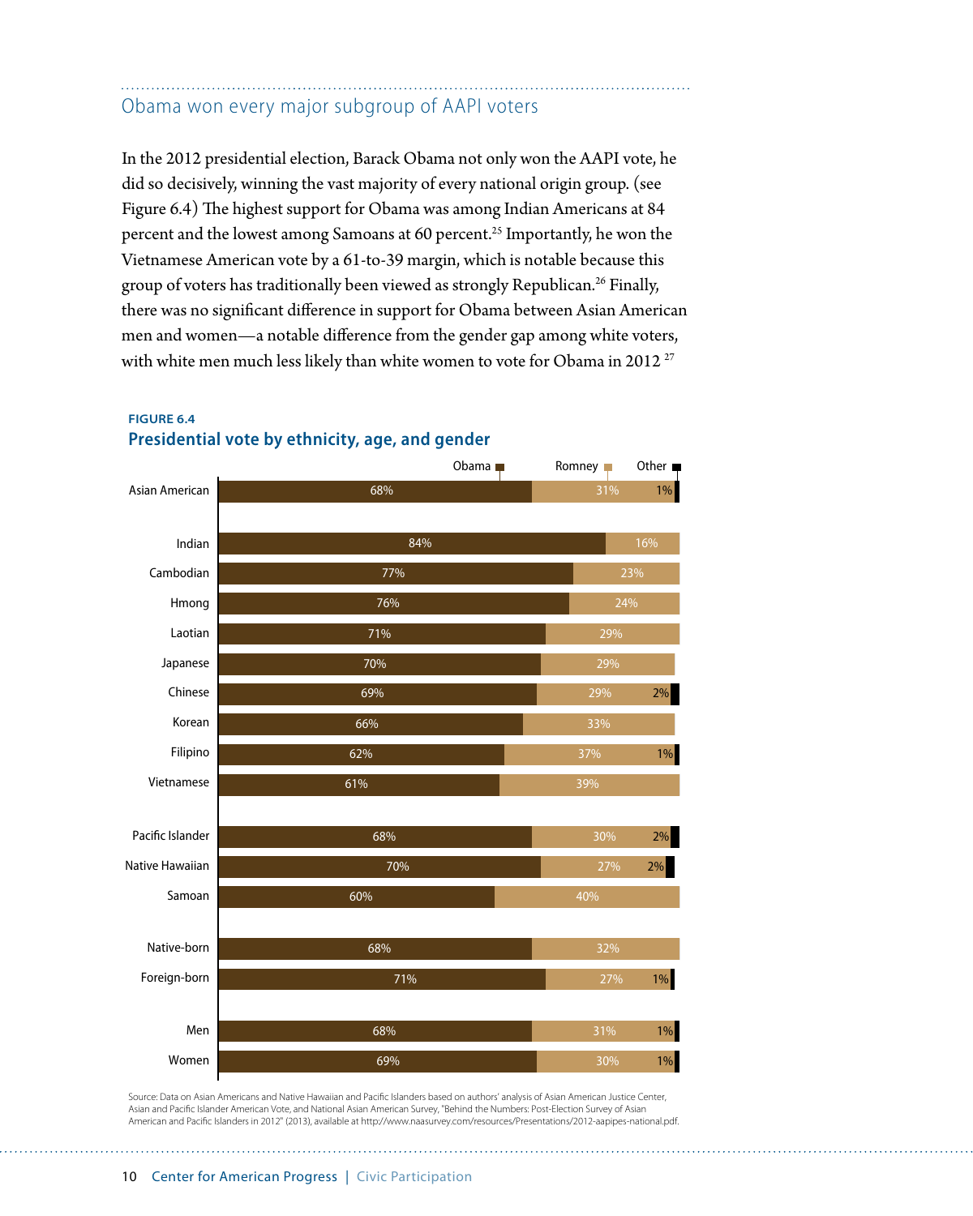## Obama won every major subgroup of AAPI voters

In the 2012 presidential election, Barack Obama not only won the AAPI vote, he did so decisively, winning the vast majority of every national origin group. (see Figure 6.4) The highest support for Obama was among Indian Americans at 84 percent and the lowest among Samoans at 60 percent.[25] Importantly, he won the Vietnamese American vote by a 61-to-39 margin, which is notable because this group of voters has traditionally been viewed as strongly Republican.[26] Finally, there was no significant difference in support for Obama between Asian American men and women—a notable difference from the gender gap among white voters, with white men much less likely than white women to vote for Obama in 2012 [27]

**FIGURE 6.4**

**Presidential vote by ethnicity, age, and gender**

| | Obama | Romney | Other |
|---|---|---|---|
| Asian American | 68% | 31% | 1% |
| Indian | 84% | 16% | |
| Cambodian | 77% | 23% | |
| Hmong | 76% | 24% | |
| Laotian | 71% | 29% | |
| Japanese | 70% | 29% | |
| Chinese | 69% | 29% | 2% |
| Korean | 66% | 33% | |
| Filipino | 62% | 37% | 1% |
| Vietnamese | 61% | 39% | |
| Pacific Islander | 68% | 30% | 2% |
| Native Hawaiian | 70% | 27% | 2% |
| Samoan | 60% | 40% | |
| Native-born | 68% | 32% | |
| Foreign-born | 71% | 27% | 1% |
| Men | 68% | 31% | 1% |
| Women | 69% | 30% | 1% |

Source: Data on Asian Americans and Native Hawaiian and Pacific Islanders based on authors' analysis of Asian American Justice Center, Asian and Pacific Islander American Vote, and National Asian American Survey, "Behind the Numbers: Post-Election Survey of Asian American and Pacific Islanders in 2012" (2013), available at http://www.naasurvey.com/resources/Presentations/2012-aapipes-national.pdf.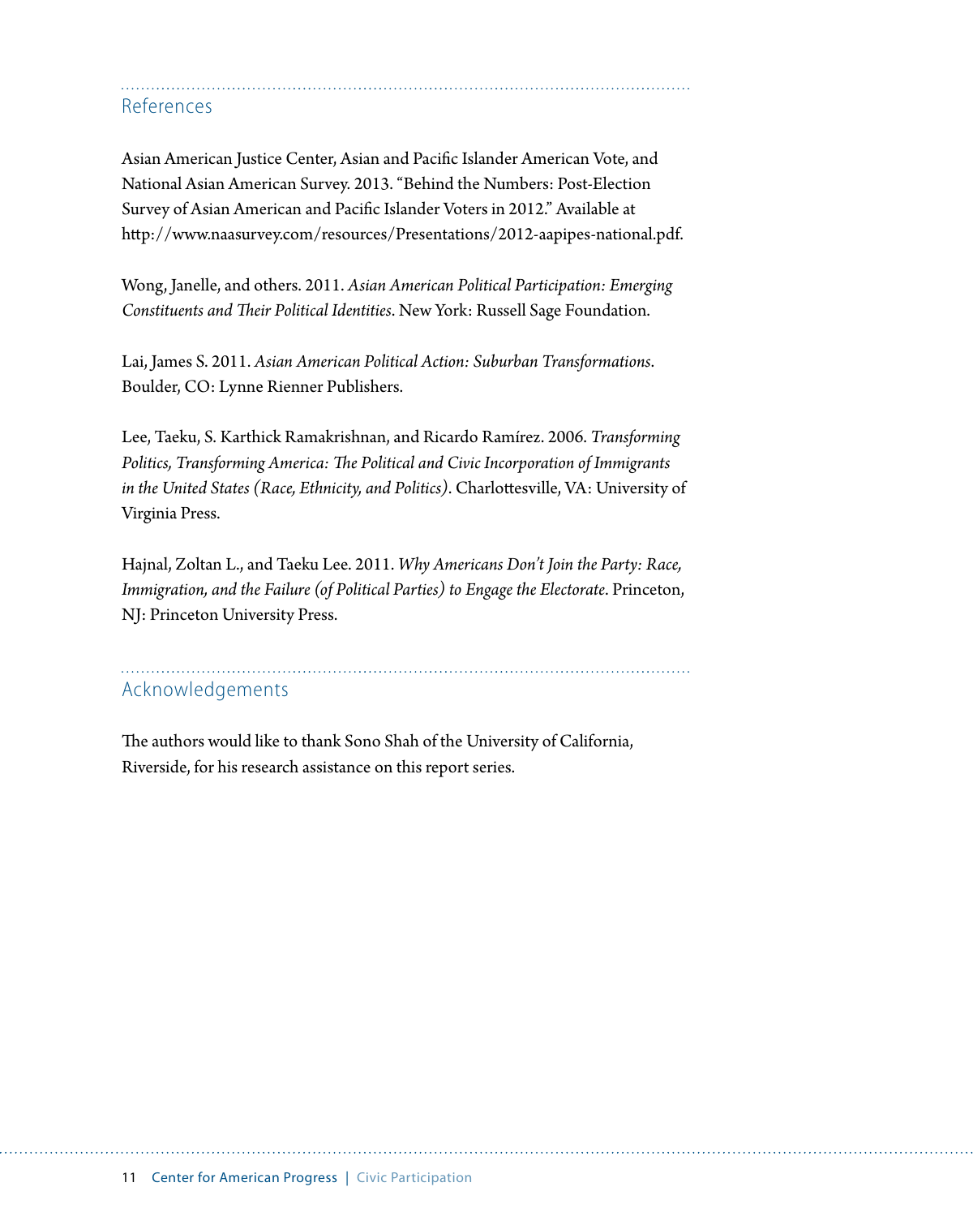## References

Asian American Justice Center, Asian and Pacific Islander American Vote, and National Asian American Survey. 2013. "Behind the Numbers: Post-Election Survey of Asian American and Pacific Islander Voters in 2012." Available at http://www.naasurvey.com/resources/Presentations/2012-aapipes-national.pdf.

Wong, Janelle, and others. 2011. *Asian American Political Participation: Emerging Constituents and Their Political Identities*. New York: Russell Sage Foundation.

Lai, James S. 2011. *Asian American Political Action: Suburban Transformations*. Boulder, CO: Lynne Rienner Publishers.

Lee, Taeku, S. Karthick Ramakrishnan, and Ricardo Ramírez. 2006. *Transforming Politics, Transforming America: The Political and Civic Incorporation of Immigrants in the United States (Race, Ethnicity, and Politics)*. Charlottesville, VA: University of Virginia Press.

Hajnal, Zoltan L., and Taeku Lee. 2011. *Why Americans Don't Join the Party: Race, Immigration, and the Failure (of Political Parties) to Engage the Electorate*. Princeton, NJ: Princeton University Press.

## Acknowledgements

The authors would like to thank Sono Shah of the University of California, Riverside, for his research assistance on this report series.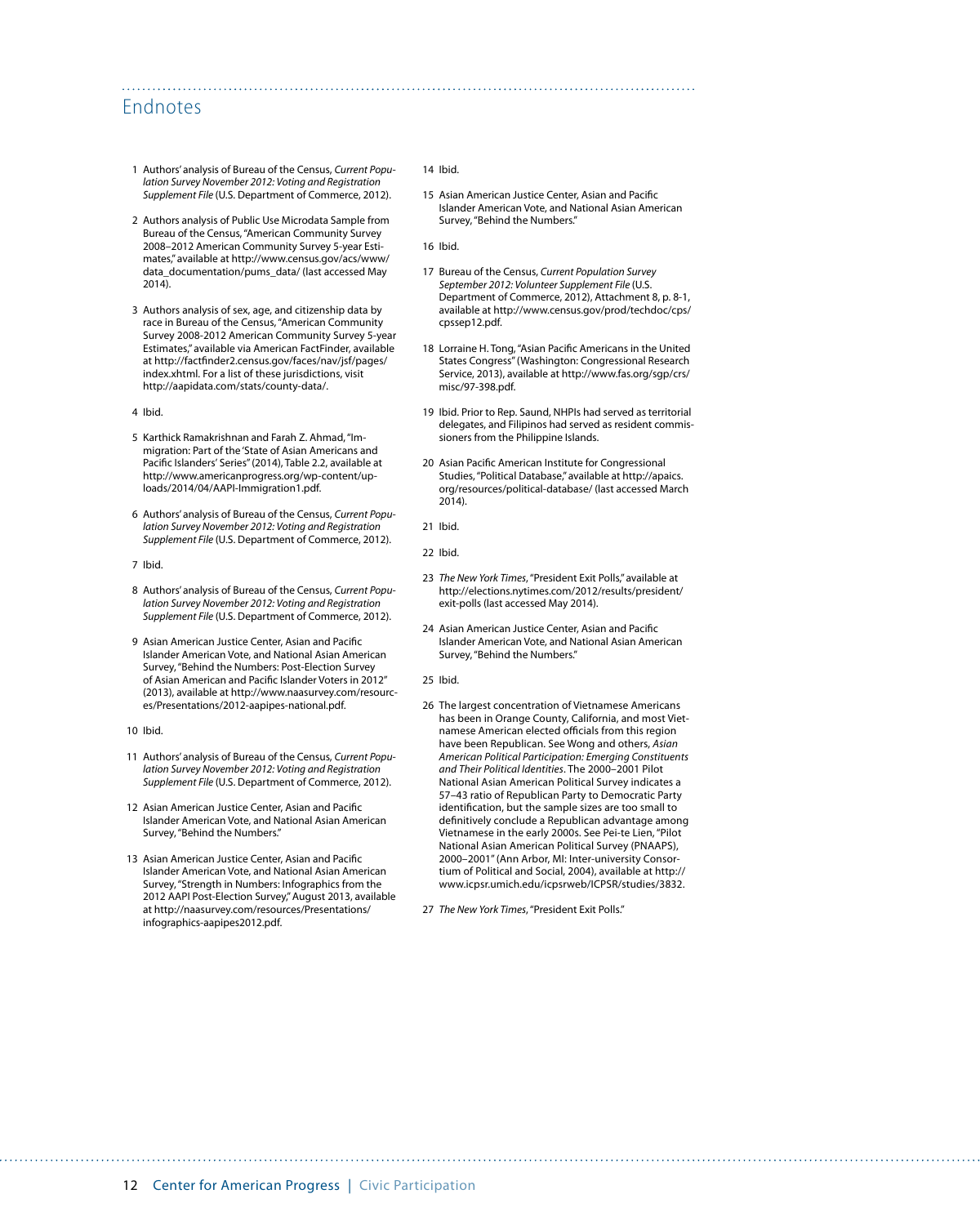## Endnotes

1. Authors' analysis of Bureau of the Census, *Current Population Survey November 2012: Voting and Registration Supplement File* (U.S. Department of Commerce, 2012).

2. Authors analysis of Public Use Microdata Sample from Bureau of the Census, "American Community Survey 2008–2012 American Community Survey 5-year Estimates," available at http://www.census.gov/acs/www/data_documentation/pums_data/ (last accessed May 2014).

3. Authors analysis of sex, age, and citizenship data by race in Bureau of the Census, "American Community Survey 2008-2012 American Community Survey 5-year Estimates," available via American FactFinder, available at http://factfinder2.census.gov/faces/nav/jsf/pages/index.xhtml. For a list of these jurisdictions, visit http://aapidata.com/stats/county-data/.

4. Ibid.

5. Karthick Ramakrishnan and Farah Z. Ahmad, "Immigration: Part of the 'State of Asian Americans and Pacific Islanders' Series" (2014), Table 2.2, available at http://www.americanprogress.org/wp-content/uploads/2014/04/AAPI-Immigration1.pdf.

6. Authors' analysis of Bureau of the Census, *Current Population Survey November 2012: Voting and Registration Supplement File* (U.S. Department of Commerce, 2012).

7. Ibid.

8. Authors' analysis of Bureau of the Census, *Current Population Survey November 2012: Voting and Registration Supplement File* (U.S. Department of Commerce, 2012).

9. Asian American Justice Center, Asian and Pacific Islander American Vote, and National Asian American Survey, "Behind the Numbers: Post-Election Survey of Asian American and Pacific Islander Voters in 2012" (2013), available at http://www.naasurvey.com/resources/Presentations/2012-aapipes-national.pdf.

10. Ibid.

11. Authors' analysis of Bureau of the Census, *Current Population Survey November 2012: Voting and Registration Supplement File* (U.S. Department of Commerce, 2012).

12. Asian American Justice Center, Asian and Pacific Islander American Vote, and National Asian American Survey, "Behind the Numbers."

13. Asian American Justice Center, Asian and Pacific Islander American Vote, and National Asian American Survey, "Strength in Numbers: Infographics from the 2012 AAPI Post-Election Survey," August 2013, available at http://naasurvey.com/resources/Presentations/infographics-aapipes2012.pdf.

14. Ibid.

15. Asian American Justice Center, Asian and Pacific Islander American Vote, and National Asian American Survey, "Behind the Numbers."

16. Ibid.

17. Bureau of the Census, *Current Population Survey September 2012: Volunteer Supplement File* (U.S. Department of Commerce, 2012), Attachment 8, p. 8-1, available at http://www.census.gov/prod/techdoc/cps/cpssep12.pdf.

18. Lorraine H. Tong, "Asian Pacific Americans in the United States Congress" (Washington: Congressional Research Service, 2013), available at http://www.fas.org/sgp/crs/misc/97-398.pdf.

19. Ibid. Prior to Rep. Saund, NHPIs had served as territorial delegates, and Filipinos had served as resident commissioners from the Philippine Islands.

20. Asian Pacific American Institute for Congressional Studies, "Political Database," available at http://apaics.org/resources/political-database/ (last accessed March 2014).

21. Ibid.

22. Ibid.

23. *The New York Times*, "President Exit Polls," available at http://elections.nytimes.com/2012/results/president/exit-polls (last accessed May 2014).

24. Asian American Justice Center, Asian and Pacific Islander American Vote, and National Asian American Survey, "Behind the Numbers."

25. Ibid.

26. The largest concentration of Vietnamese Americans has been in Orange County, California, and most Vietnamese American elected officials from this region have been Republican. See Wong and others, *Asian American Political Participation: Emerging Constituents and Their Political Identities*. The 2000–2001 Pilot National Asian American Political Survey indicates a 57–43 ratio of Republican Party to Democratic Party identification, but the sample sizes are too small to definitively conclude a Republican advantage among Vietnamese in the early 2000s. See Pei-te Lien, "Pilot National Asian American Political Survey (PNAAPS), 2000–2001" (Ann Arbor, MI: Inter-university Consortium of Political and Social, 2004), available at http://www.icpsr.umich.edu/icpsrweb/ICPSR/studies/3832.

27. *The New York Times*, "President Exit Polls."